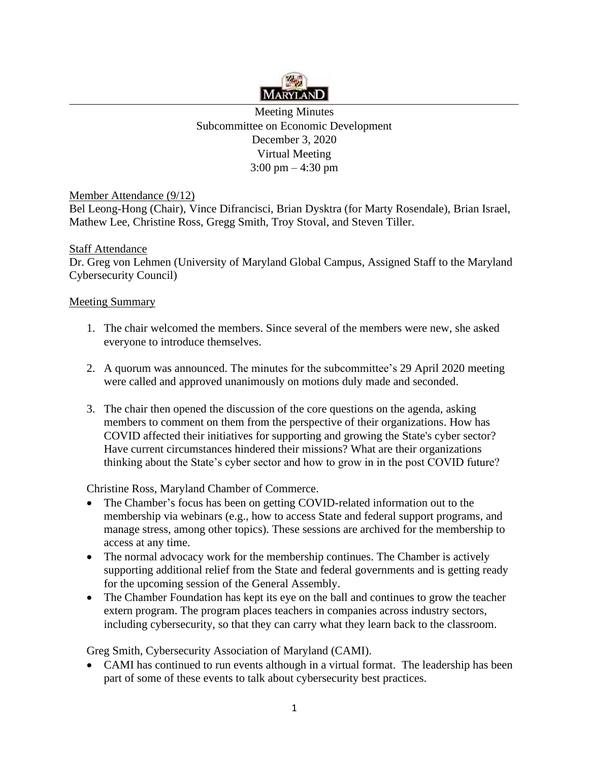MARYLAND

Meeting Minutes
Subcommittee on Economic Development
December 3, 2020
Virtual Meeting
3:00 pm – 4:30 pm

Member Attendance (9/12)

Bel Leong-Hong (Chair), Vince Difrancisci, Brian Dysktra (for Marty Rosendale), Brian Israel, Mathew Lee, Christine Ross, Gregg Smith, Troy Stoval, and Steven Tiller.

Staff Attendance

Dr. Greg von Lehmen (University of Maryland Global Campus, Assigned Staff to the Maryland Cybersecurity Council)

Meeting Summary

1. The chair welcomed the members. Since several of the members were new, she asked everyone to introduce themselves.

2. A quorum was announced. The minutes for the subcommittee's 29 April 2020 meeting were called and approved unanimously on motions duly made and seconded.

3. The chair then opened the discussion of the core questions on the agenda, asking members to comment on them from the perspective of their organizations. How has COVID affected their initiatives for supporting and growing the State's cyber sector? Have current circumstances hindered their missions? What are their organizations thinking about the State's cyber sector and how to grow in in the post COVID future?

   Christine Ross, Maryland Chamber of Commerce.

   - The Chamber's focus has been on getting COVID-related information out to the membership via webinars (e.g., how to access State and federal support programs, and manage stress, among other topics). These sessions are archived for the membership to access at any time.
   - The normal advocacy work for the membership continues. The Chamber is actively supporting additional relief from the State and federal governments and is getting ready for the upcoming session of the General Assembly.
   - The Chamber Foundation has kept its eye on the ball and continues to grow the teacher extern program. The program places teachers in companies across industry sectors, including cybersecurity, so that they can carry what they learn back to the classroom.

   Greg Smith, Cybersecurity Association of Maryland (CAMI).

   - CAMI has continued to run events although in a virtual format. The leadership has been part of some of these events to talk about cybersecurity best practices.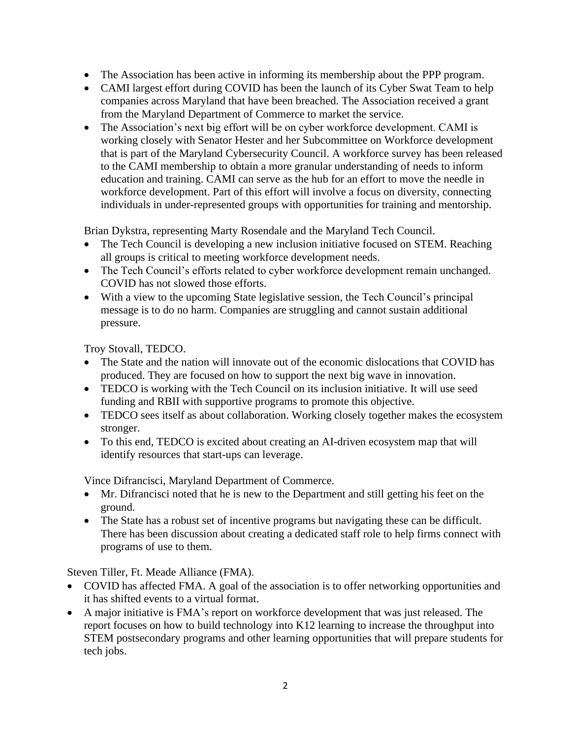- The Association has been active in informing its membership about the PPP program.
- CAMI largest effort during COVID has been the launch of its Cyber Swat Team to help companies across Maryland that have been breached. The Association received a grant from the Maryland Department of Commerce to market the service.
- The Association's next big effort will be on cyber workforce development. CAMI is working closely with Senator Hester and her Subcommittee on Workforce development that is part of the Maryland Cybersecurity Council. A workforce survey has been released to the CAMI membership to obtain a more granular understanding of needs to inform education and training. CAMI can serve as the hub for an effort to move the needle in workforce development. Part of this effort will involve a focus on diversity, connecting individuals in under-represented groups with opportunities for training and mentorship.

Brian Dykstra, representing Marty Rosendale and the Maryland Tech Council.

- The Tech Council is developing a new inclusion initiative focused on STEM. Reaching all groups is critical to meeting workforce development needs.
- The Tech Council's efforts related to cyber workforce development remain unchanged. COVID has not slowed those efforts.
- With a view to the upcoming State legislative session, the Tech Council's principal message is to do no harm. Companies are struggling and cannot sustain additional pressure.

Troy Stovall, TEDCO.

- The State and the nation will innovate out of the economic dislocations that COVID has produced. They are focused on how to support the next big wave in innovation.
- TEDCO is working with the Tech Council on its inclusion initiative. It will use seed funding and RBII with supportive programs to promote this objective.
- TEDCO sees itself as about collaboration. Working closely together makes the ecosystem stronger.
- To this end, TEDCO is excited about creating an AI-driven ecosystem map that will identify resources that start-ups can leverage.

Vince Difrancisci, Maryland Department of Commerce.

- Mr. Difrancisci noted that he is new to the Department and still getting his feet on the ground.
- The State has a robust set of incentive programs but navigating these can be difficult. There has been discussion about creating a dedicated staff role to help firms connect with programs of use to them.

Steven Tiller, Ft. Meade Alliance (FMA).

- COVID has affected FMA. A goal of the association is to offer networking opportunities and it has shifted events to a virtual format.
- A major initiative is FMA's report on workforce development that was just released. The report focuses on how to build technology into K12 learning to increase the throughput into STEM postsecondary programs and other learning opportunities that will prepare students for tech jobs.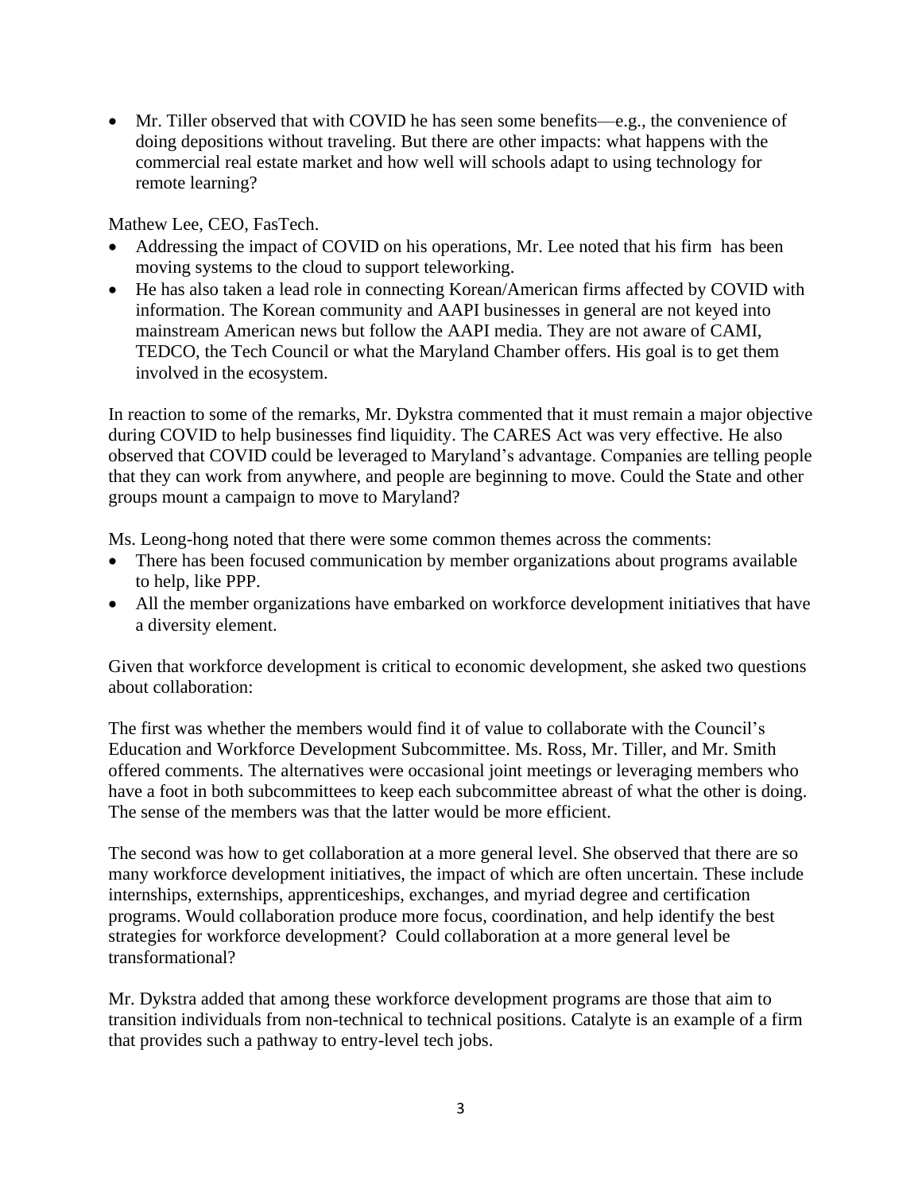- Mr. Tiller observed that with COVID he has seen some benefits—e.g., the convenience of doing depositions without traveling. But there are other impacts: what happens with the commercial real estate market and how well will schools adapt to using technology for remote learning?

Mathew Lee, CEO, FasTech.

- Addressing the impact of COVID on his operations, Mr. Lee noted that his firm has been moving systems to the cloud to support teleworking.
- He has also taken a lead role in connecting Korean/American firms affected by COVID with information. The Korean community and AAPI businesses in general are not keyed into mainstream American news but follow the AAPI media. They are not aware of CAMI, TEDCO, the Tech Council or what the Maryland Chamber offers. His goal is to get them involved in the ecosystem.

In reaction to some of the remarks, Mr. Dykstra commented that it must remain a major objective during COVID to help businesses find liquidity. The CARES Act was very effective. He also observed that COVID could be leveraged to Maryland's advantage. Companies are telling people that they can work from anywhere, and people are beginning to move. Could the State and other groups mount a campaign to move to Maryland?

Ms. Leong-hong noted that there were some common themes across the comments:

- There has been focused communication by member organizations about programs available to help, like PPP.
- All the member organizations have embarked on workforce development initiatives that have a diversity element.

Given that workforce development is critical to economic development, she asked two questions about collaboration:

The first was whether the members would find it of value to collaborate with the Council's Education and Workforce Development Subcommittee. Ms. Ross, Mr. Tiller, and Mr. Smith offered comments. The alternatives were occasional joint meetings or leveraging members who have a foot in both subcommittees to keep each subcommittee abreast of what the other is doing. The sense of the members was that the latter would be more efficient.

The second was how to get collaboration at a more general level. She observed that there are so many workforce development initiatives, the impact of which are often uncertain. These include internships, externships, apprenticeships, exchanges, and myriad degree and certification programs. Would collaboration produce more focus, coordination, and help identify the best strategies for workforce development? Could collaboration at a more general level be transformational?

Mr. Dykstra added that among these workforce development programs are those that aim to transition individuals from non-technical to technical positions. Catalyte is an example of a firm that provides such a pathway to entry-level tech jobs.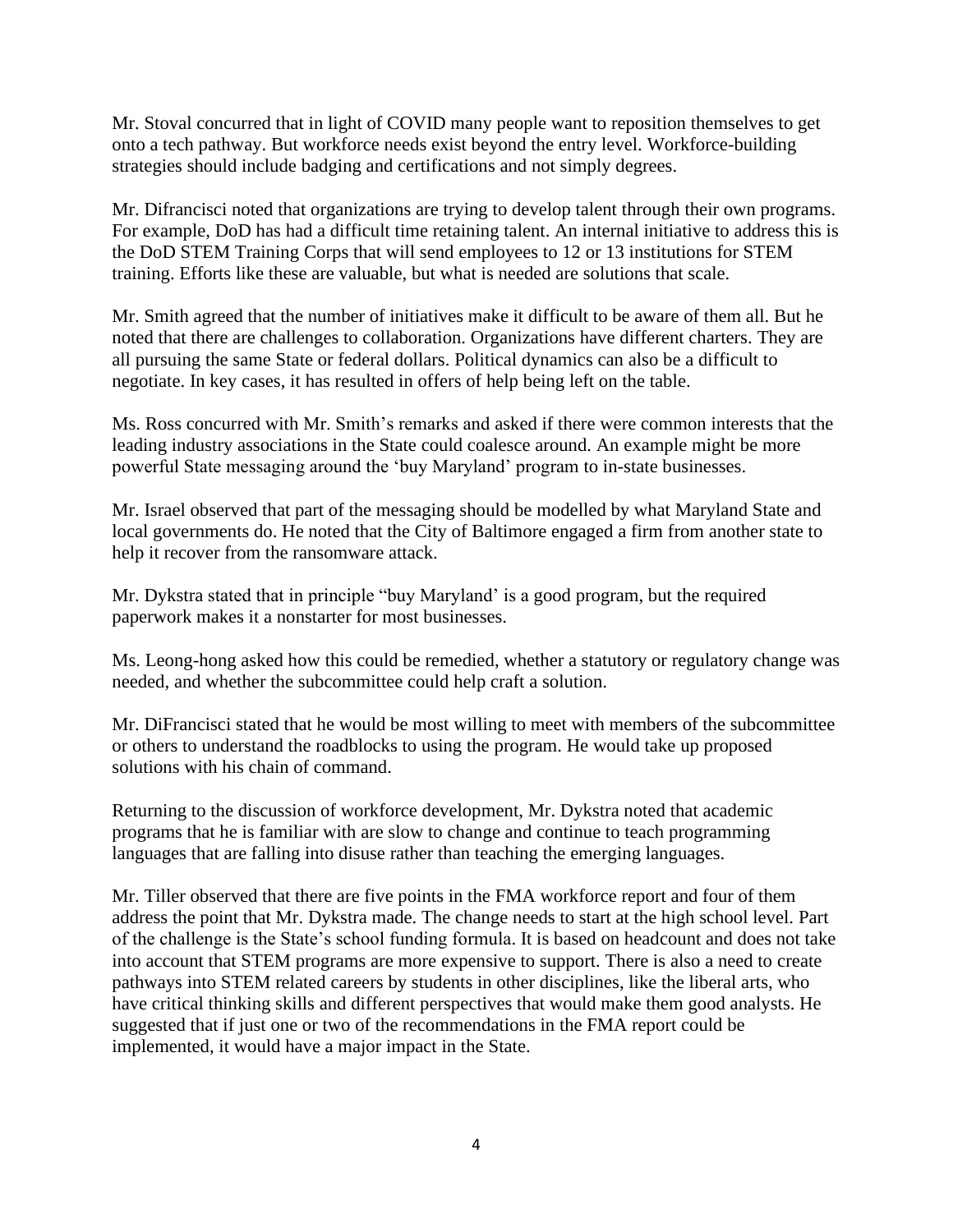Mr. Stoval concurred that in light of COVID many people want to reposition themselves to get onto a tech pathway. But workforce needs exist beyond the entry level. Workforce-building strategies should include badging and certifications and not simply degrees.

Mr. Difrancisci noted that organizations are trying to develop talent through their own programs. For example, DoD has had a difficult time retaining talent. An internal initiative to address this is the DoD STEM Training Corps that will send employees to 12 or 13 institutions for STEM training. Efforts like these are valuable, but what is needed are solutions that scale.

Mr. Smith agreed that the number of initiatives make it difficult to be aware of them all. But he noted that there are challenges to collaboration. Organizations have different charters. They are all pursuing the same State or federal dollars. Political dynamics can also be a difficult to negotiate. In key cases, it has resulted in offers of help being left on the table.

Ms. Ross concurred with Mr. Smith's remarks and asked if there were common interests that the leading industry associations in the State could coalesce around. An example might be more powerful State messaging around the 'buy Maryland' program to in-state businesses.

Mr. Israel observed that part of the messaging should be modelled by what Maryland State and local governments do. He noted that the City of Baltimore engaged a firm from another state to help it recover from the ransomware attack.

Mr. Dykstra stated that in principle "buy Maryland' is a good program, but the required paperwork makes it a nonstarter for most businesses.

Ms. Leong-hong asked how this could be remedied, whether a statutory or regulatory change was needed, and whether the subcommittee could help craft a solution.

Mr. DiFrancisci stated that he would be most willing to meet with members of the subcommittee or others to understand the roadblocks to using the program. He would take up proposed solutions with his chain of command.

Returning to the discussion of workforce development, Mr. Dykstra noted that academic programs that he is familiar with are slow to change and continue to teach programming languages that are falling into disuse rather than teaching the emerging languages.

Mr. Tiller observed that there are five points in the FMA workforce report and four of them address the point that Mr. Dykstra made. The change needs to start at the high school level. Part of the challenge is the State's school funding formula. It is based on headcount and does not take into account that STEM programs are more expensive to support. There is also a need to create pathways into STEM related careers by students in other disciplines, like the liberal arts, who have critical thinking skills and different perspectives that would make them good analysts. He suggested that if just one or two of the recommendations in the FMA report could be implemented, it would have a major impact in the State.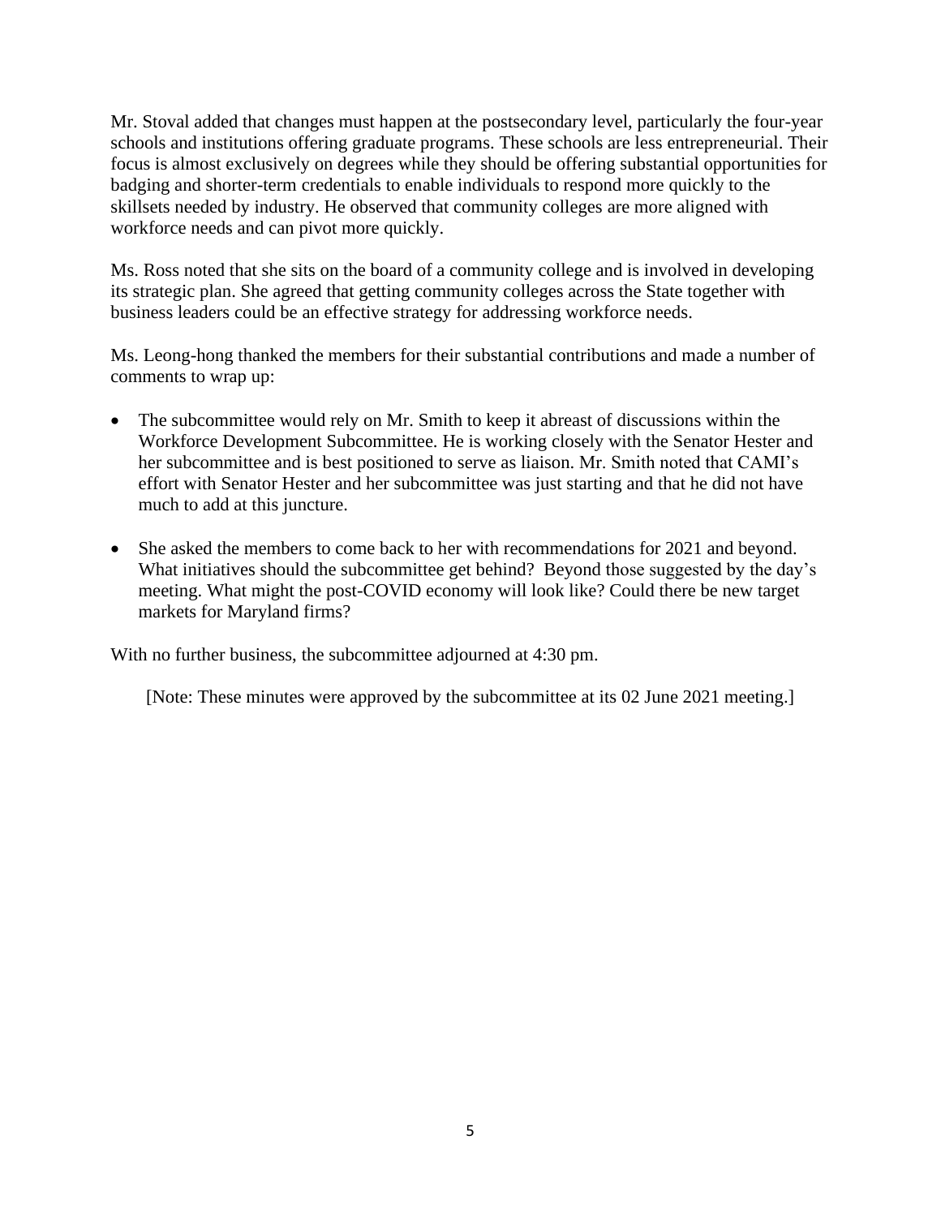Mr. Stoval added that changes must happen at the postsecondary level, particularly the four-year schools and institutions offering graduate programs. These schools are less entrepreneurial. Their focus is almost exclusively on degrees while they should be offering substantial opportunities for badging and shorter-term credentials to enable individuals to respond more quickly to the skillsets needed by industry. He observed that community colleges are more aligned with workforce needs and can pivot more quickly.

Ms. Ross noted that she sits on the board of a community college and is involved in developing its strategic plan. She agreed that getting community colleges across the State together with business leaders could be an effective strategy for addressing workforce needs.

Ms. Leong-hong thanked the members for their substantial contributions and made a number of comments to wrap up:

- The subcommittee would rely on Mr. Smith to keep it abreast of discussions within the Workforce Development Subcommittee. He is working closely with the Senator Hester and her subcommittee and is best positioned to serve as liaison. Mr. Smith noted that CAMI's effort with Senator Hester and her subcommittee was just starting and that he did not have much to add at this juncture.
- She asked the members to come back to her with recommendations for 2021 and beyond. What initiatives should the subcommittee get behind? Beyond those suggested by the day's meeting. What might the post-COVID economy will look like? Could there be new target markets for Maryland firms?

With no further business, the subcommittee adjourned at 4:30 pm.

[Note: These minutes were approved by the subcommittee at its 02 June 2021 meeting.]